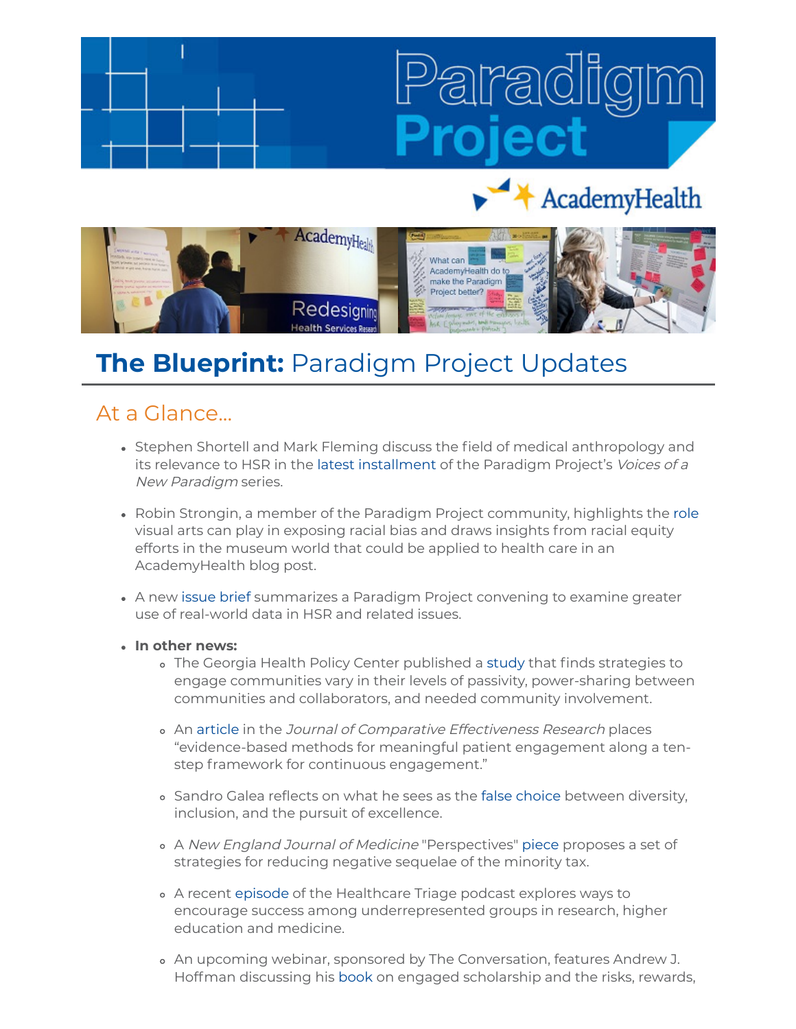# The Blueprint: Paradigm Project Updates

## At a Glance...

- Stephen Shortell and Mark Fleming discuss the field of medical anthropology and its relevance to HSR in the latest installment of the Paradigm Project's *Voices of a New Paradigm* series.

- Robin Strongin, a member of the Paradigm Project community, highlights the role visual arts can play in exposing racial bias and draws insights from racial equity efforts in the museum world that could be applied to health care in an AcademyHealth blog post.

- A new issue brief summarizes a Paradigm Project convening to examine greater use of real-world data in HSR and related issues.

- **In other news:**
  - The Georgia Health Policy Center published a study that finds strategies to engage communities vary in their levels of passivity, power-sharing between communities and collaborators, and needed community involvement.

  - An article in the *Journal of Comparative Effectiveness Research* places "evidence-based methods for meaningful patient engagement along a ten-step framework for continuous engagement."

  - Sandro Galea reflects on what he sees as the false choice between diversity, inclusion, and the pursuit of excellence.

  - A *New England Journal of Medicine* "Perspectives" piece proposes a set of strategies for reducing negative sequelae of the minority tax.

  - A recent episode of the Healthcare Triage podcast explores ways to encourage success among underrepresented groups in research, higher education and medicine.

  - An upcoming webinar, sponsored by The Conversation, features Andrew J. Hoffman discussing his book on engaged scholarship and the risks, rewards,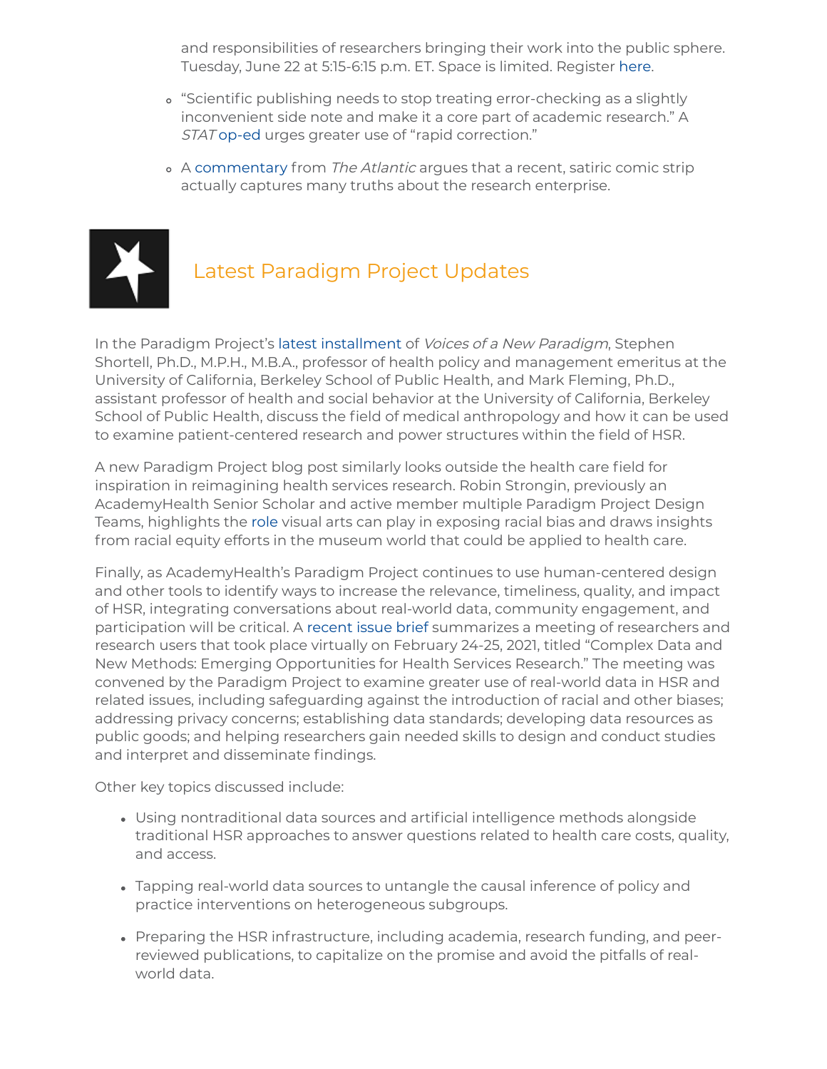and responsibilities of researchers bringing their work into the public sphere. Tuesday, June 22 at 5:15-6:15 p.m. ET. Space is limited. Register here.

- "Scientific publishing needs to stop treating error-checking as a slightly inconvenient side note and make it a core part of academic research." A *STAT* op-ed urges greater use of "rapid correction."
- A commentary from *The Atlantic* argues that a recent, satiric comic strip actually captures many truths about the research enterprise.

## Latest Paradigm Project Updates

In the Paradigm Project's latest installment of *Voices of a New Paradigm*, Stephen Shortell, Ph.D., M.P.H., M.B.A., professor of health policy and management emeritus at the University of California, Berkeley School of Public Health, and Mark Fleming, Ph.D., assistant professor of health and social behavior at the University of California, Berkeley School of Public Health, discuss the field of medical anthropology and how it can be used to examine patient-centered research and power structures within the field of HSR.

A new Paradigm Project blog post similarly looks outside the health care field for inspiration in reimagining health services research. Robin Strongin, previously an AcademyHealth Senior Scholar and active member multiple Paradigm Project Design Teams, highlights the role visual arts can play in exposing racial bias and draws insights from racial equity efforts in the museum world that could be applied to health care.

Finally, as AcademyHealth's Paradigm Project continues to use human-centered design and other tools to identify ways to increase the relevance, timeliness, quality, and impact of HSR, integrating conversations about real-world data, community engagement, and participation will be critical. A recent issue brief summarizes a meeting of researchers and research users that took place virtually on February 24-25, 2021, titled "Complex Data and New Methods: Emerging Opportunities for Health Services Research." The meeting was convened by the Paradigm Project to examine greater use of real-world data in HSR and related issues, including safeguarding against the introduction of racial and other biases; addressing privacy concerns; establishing data standards; developing data resources as public goods; and helping researchers gain needed skills to design and conduct studies and interpret and disseminate findings.

Other key topics discussed include:

- Using nontraditional data sources and artificial intelligence methods alongside traditional HSR approaches to answer questions related to health care costs, quality, and access.
- Tapping real-world data sources to untangle the causal inference of policy and practice interventions on heterogeneous subgroups.
- Preparing the HSR infrastructure, including academia, research funding, and peer-reviewed publications, to capitalize on the promise and avoid the pitfalls of real-world data.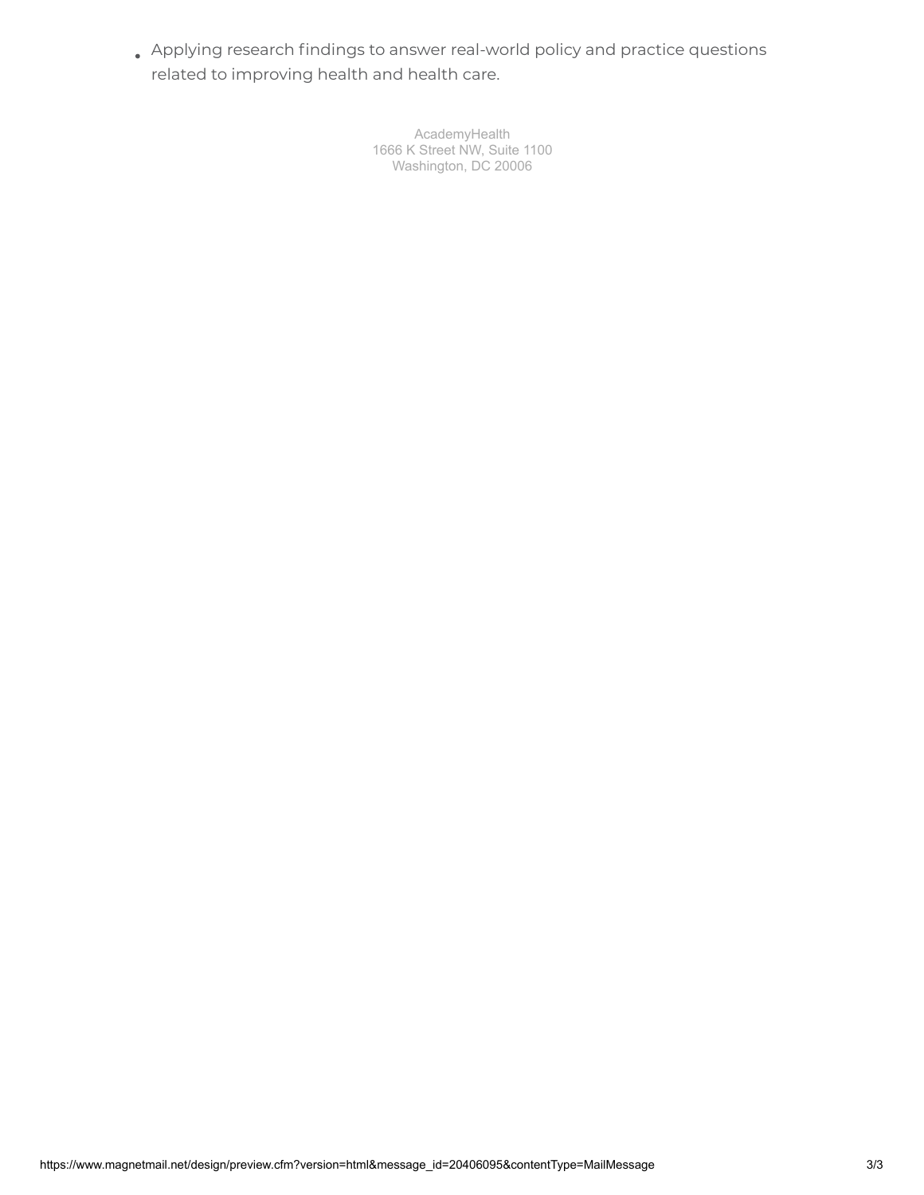- Applying research findings to answer real-world policy and practice questions related to improving health and health care.

AcademyHealth
1666 K Street NW, Suite 1100
Washington, DC 20006